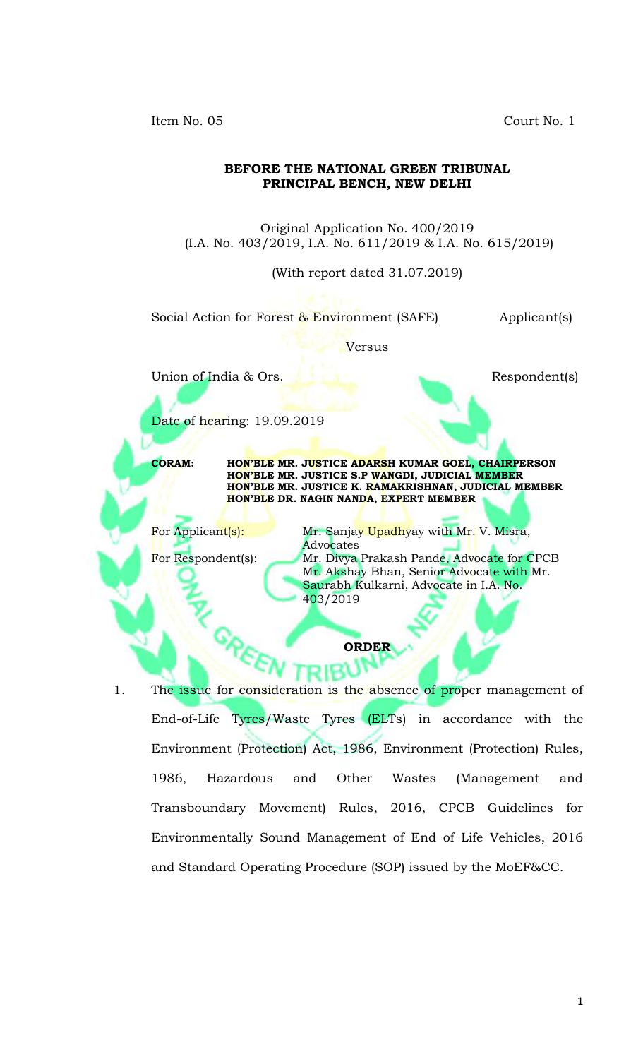Item No. 05 Court No. 1

**BEFORE THE NATIONAL GREEN TRIBUNAL**
**PRINCIPAL BENCH, NEW DELHI**

Original Application No. 400/2019
(I.A. No. 403/2019, I.A. No. 611/2019 & I.A. No. 615/2019)

(With report dated 31.07.2019)

Social Action for Forest & Environment (SAFE) Applicant(s)

Versus

Union of India & Ors. Respondent(s)

Date of hearing: 19.09.2019

**CORAM: HON'BLE MR. JUSTICE ADARSH KUMAR GOEL, CHAIRPERSON**
**HON'BLE MR. JUSTICE S.P WANGDI, JUDICIAL MEMBER**
**HON'BLE MR. JUSTICE K. RAMAKRISHNAN, JUDICIAL MEMBER**
**HON'BLE DR. NAGIN NANDA, EXPERT MEMBER**

For Applicant(s): Mr. Sanjay Upadhyay with Mr. V. Misra, Advocates

For Respondent(s): Mr. Divya Prakash Pande, Advocate for CPCB
Mr. Akshay Bhan, Senior Advocate with Mr. Saurabh Kulkarni, Advocate in I.A. No. 403/2019

**ORDER**

1. The issue for consideration is the absence of proper management of End-of-Life Tyres/Waste Tyres (ELTs) in accordance with the Environment (Protection) Act, 1986, Environment (Protection) Rules, 1986, Hazardous and Other Wastes (Management and Transboundary Movement) Rules, 2016, CPCB Guidelines for Environmentally Sound Management of End of Life Vehicles, 2016 and Standard Operating Procedure (SOP) issued by the MoEF&CC.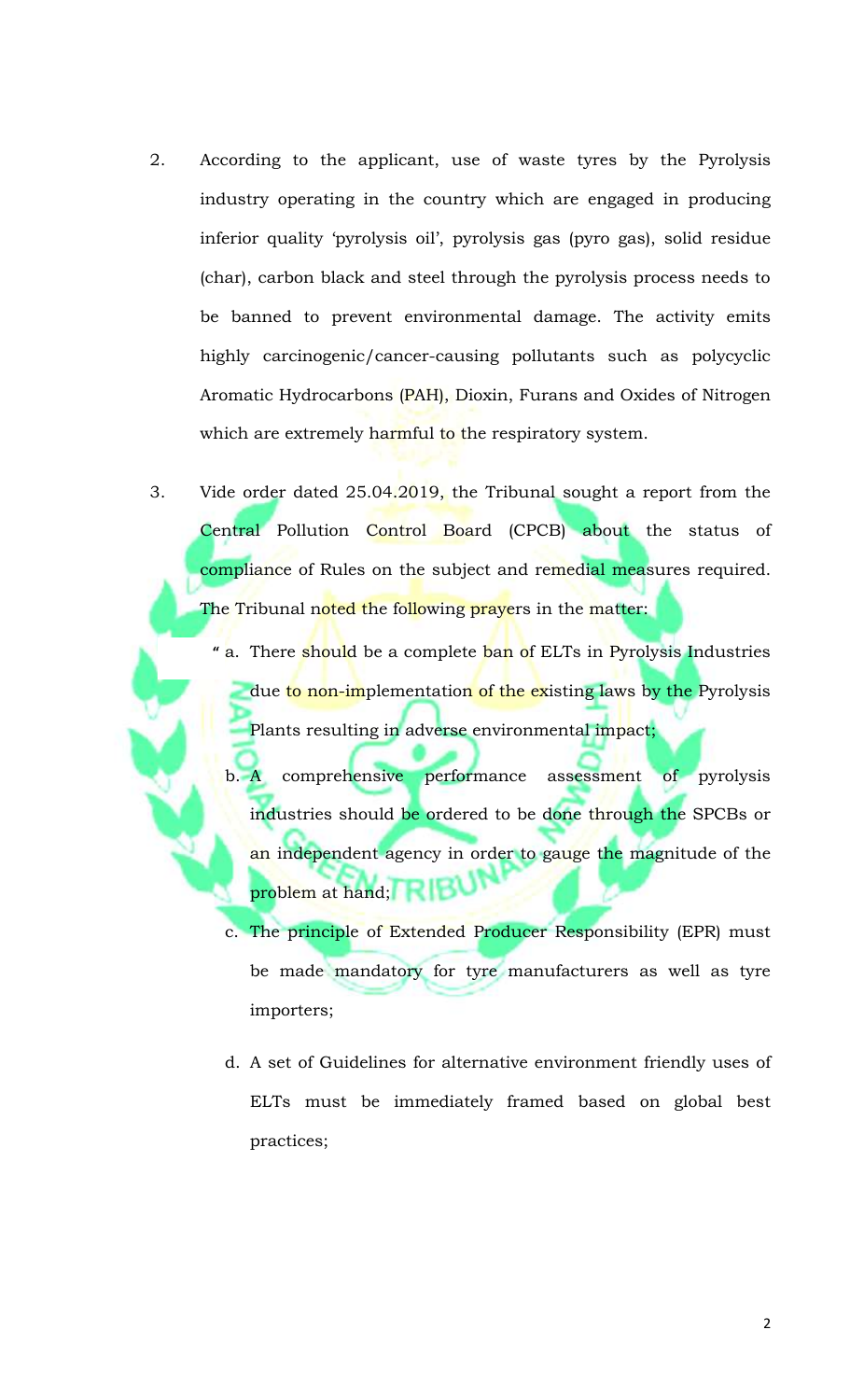2. According to the applicant, use of waste tyres by the Pyrolysis industry operating in the country which are engaged in producing inferior quality 'pyrolysis oil', pyrolysis gas (pyro gas), solid residue (char), carbon black and steel through the pyrolysis process needs to be banned to prevent environmental damage. The activity emits highly carcinogenic/cancer-causing pollutants such as polycyclic Aromatic Hydrocarbons (PAH), Dioxin, Furans and Oxides of Nitrogen which are extremely harmful to the respiratory system.

3. Vide order dated 25.04.2019, the Tribunal sought a report from the Central Pollution Control Board (CPCB) about the status of compliance of Rules on the subject and remedial measures required. The Tribunal noted the following prayers in the matter:

   " a. There should be a complete ban of ELTs in Pyrolysis Industries due to non-implementation of the existing laws by the Pyrolysis Plants resulting in adverse environmental impact;

   b. A comprehensive performance assessment of pyrolysis industries should be ordered to be done through the SPCBs or an independent agency in order to gauge the magnitude of the problem at hand;

   c. The principle of Extended Producer Responsibility (EPR) must be made mandatory for tyre manufacturers as well as tyre importers;

   d. A set of Guidelines for alternative environment friendly uses of ELTs must be immediately framed based on global best practices;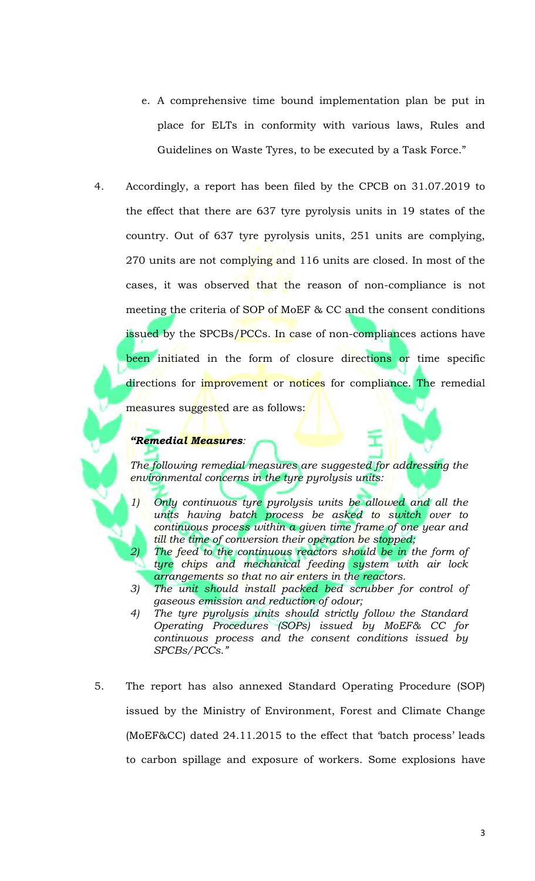e. A comprehensive time bound implementation plan be put in place for ELTs in conformity with various laws, Rules and Guidelines on Waste Tyres, to be executed by a Task Force."

4. Accordingly, a report has been filed by the CPCB on 31.07.2019 to the effect that there are 637 tyre pyrolysis units in 19 states of the country. Out of 637 tyre pyrolysis units, 251 units are complying, 270 units are not complying and 116 units are closed. In most of the cases, it was observed that the reason of non-compliance is not meeting the criteria of SOP of MoEF & CC and the consent conditions issued by the SPCBs/PCCs. In case of non-compliances actions have been initiated in the form of closure directions or time specific directions for improvement or notices for compliance. The remedial measures suggested are as follows:

> ***"Remedial Measures***:
>
> *The following remedial measures are suggested for addressing the environmental concerns in the tyre pyrolysis units:*
>
> 1) *Only continuous tyre pyrolysis units be allowed and all the units having batch process be asked to switch over to continuous process within a given time frame of one year and till the time of conversion their operation be stopped;*
> 2) *The feed to the continuous reactors should be in the form of tyre chips and mechanical feeding system with air lock arrangements so that no air enters in the reactors.*
> 3) *The unit should install packed bed scrubber for control of gaseous emission and reduction of odour;*
> 4) *The tyre pyrolysis units should strictly follow the Standard Operating Procedures (SOPs) issued by MoEF& CC for continuous process and the consent conditions issued by SPCBs/PCCs."*

5. The report has also annexed Standard Operating Procedure (SOP) issued by the Ministry of Environment, Forest and Climate Change (MoEF&CC) dated 24.11.2015 to the effect that 'batch process' leads to carbon spillage and exposure of workers. Some explosions have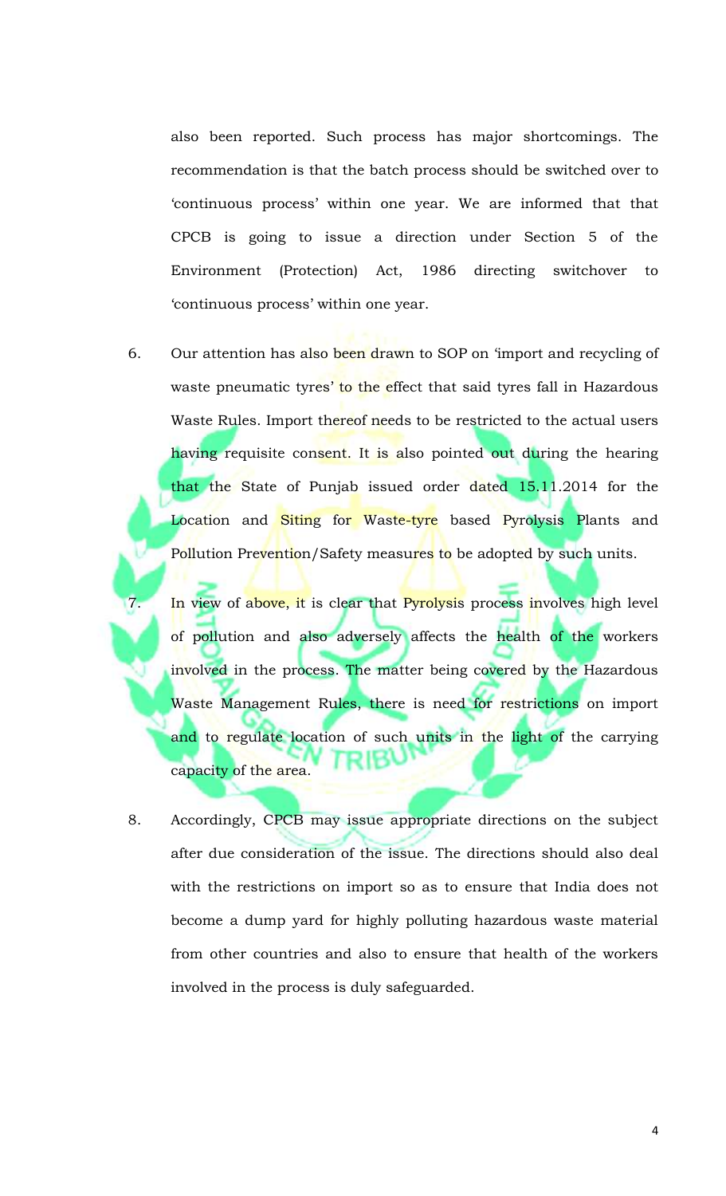also been reported. Such process has major shortcomings. The recommendation is that the batch process should be switched over to 'continuous process' within one year. We are informed that that CPCB is going to issue a direction under Section 5 of the Environment (Protection) Act, 1986 directing switchover to 'continuous process' within one year.

6. Our attention has also been drawn to SOP on 'import and recycling of waste pneumatic tyres' to the effect that said tyres fall in Hazardous Waste Rules. Import thereof needs to be restricted to the actual users having requisite consent. It is also pointed out during the hearing that the State of Punjab issued order dated 15.11.2014 for the Location and Siting for Waste-tyre based Pyrolysis Plants and Pollution Prevention/Safety measures to be adopted by such units.

7. In view of above, it is clear that Pyrolysis process involves high level of pollution and also adversely affects the health of the workers involved in the process. The matter being covered by the Hazardous Waste Management Rules, there is need for restrictions on import and to regulate location of such units in the light of the carrying capacity of the area.

8. Accordingly, CPCB may issue appropriate directions on the subject after due consideration of the issue. The directions should also deal with the restrictions on import so as to ensure that India does not become a dump yard for highly polluting hazardous waste material from other countries and also to ensure that health of the workers involved in the process is duly safeguarded.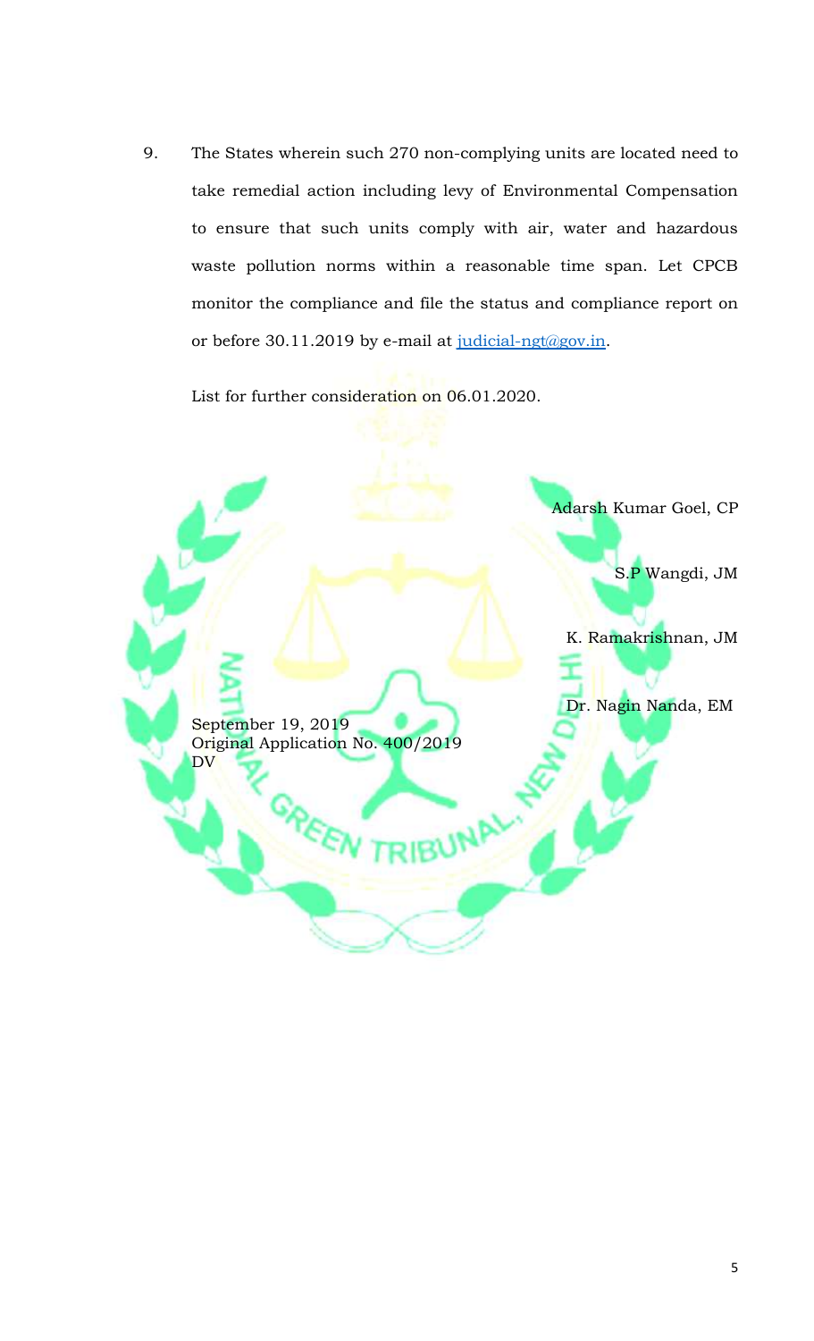9. The States wherein such 270 non-complying units are located need to take remedial action including levy of Environmental Compensation to ensure that such units comply with air, water and hazardous waste pollution norms within a reasonable time span. Let CPCB monitor the compliance and file the status and compliance report on or before 30.11.2019 by e-mail at judicial-ngt@gov.in.

List for further consideration on 06.01.2020.

Adarsh Kumar Goel, CP

S.P Wangdi, JM

K. Ramakrishnan, JM

Dr. Nagin Nanda, EM

September 19, 2019
Original Application No. 400/2019
DV